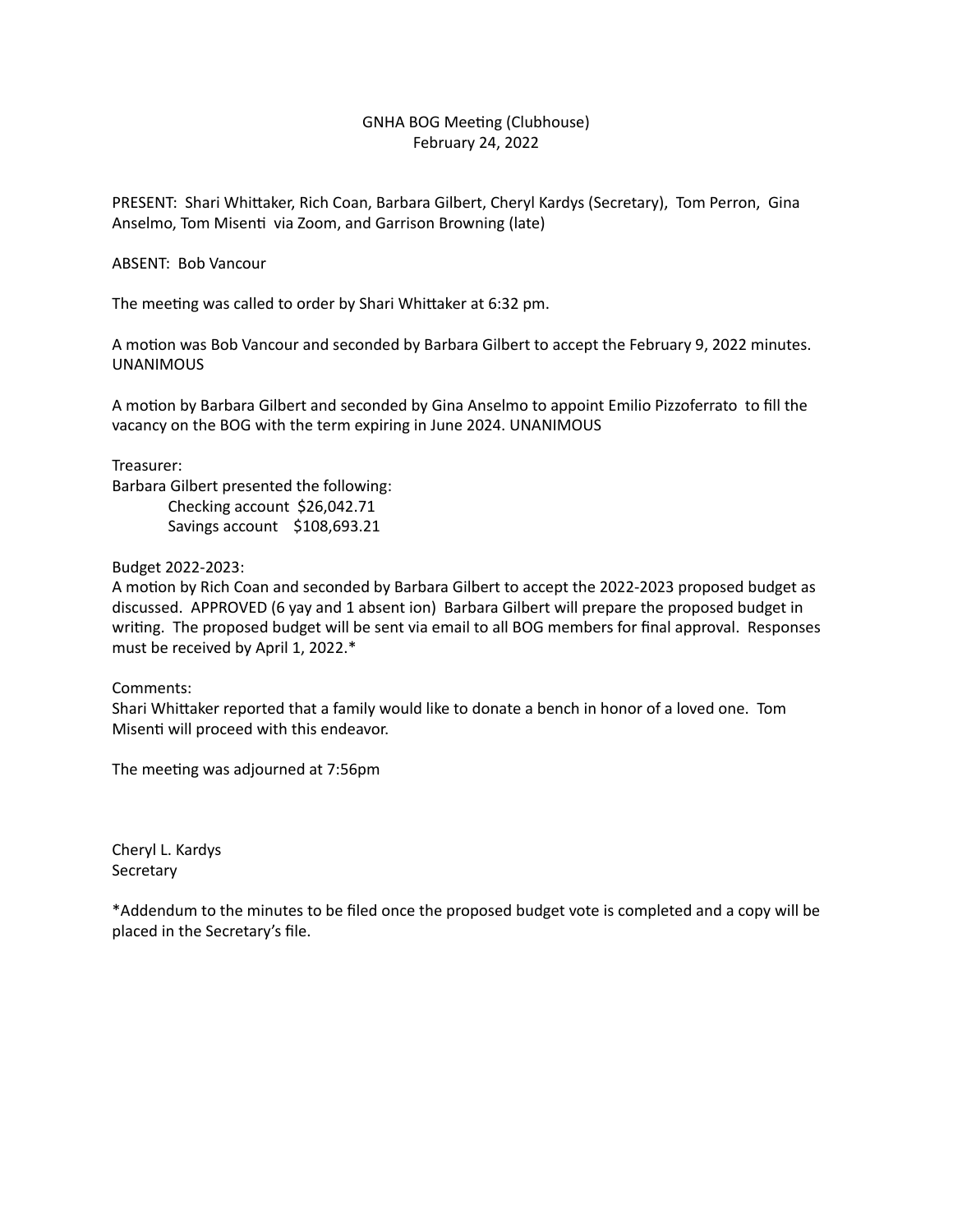GNHA BOG Meeting (Clubhouse)
February 24, 2022

PRESENT: Shari Whittaker, Rich Coan, Barbara Gilbert, Cheryl Kardys (Secretary), Tom Perron, Gina Anselmo, Tom Misenti via Zoom, and Garrison Browning (late)

ABSENT: Bob Vancour

The meeting was called to order by Shari Whittaker at 6:32 pm.

A motion was Bob Vancour and seconded by Barbara Gilbert to accept the February 9, 2022 minutes. UNANIMOUS

A motion by Barbara Gilbert and seconded by Gina Anselmo to appoint Emilio Pizzoferrato to fill the vacancy on the BOG with the term expiring in June 2024. UNANIMOUS

Treasurer:
Barbara Gilbert presented the following:

Checking account $26,042.71
Savings account $108,693.21

Budget 2022-2023:
A motion by Rich Coan and seconded by Barbara Gilbert to accept the 2022-2023 proposed budget as discussed. APPROVED (6 yay and 1 absent ion) Barbara Gilbert will prepare the proposed budget in writing. The proposed budget will be sent via email to all BOG members for final approval. Responses must be received by April 1, 2022.*

Comments:
Shari Whittaker reported that a family would like to donate a bench in honor of a loved one. Tom Misenti will proceed with this endeavor.

The meeting was adjourned at 7:56pm

Cheryl L. Kardys
Secretary

*Addendum to the minutes to be filed once the proposed budget vote is completed and a copy will be placed in the Secretary's file.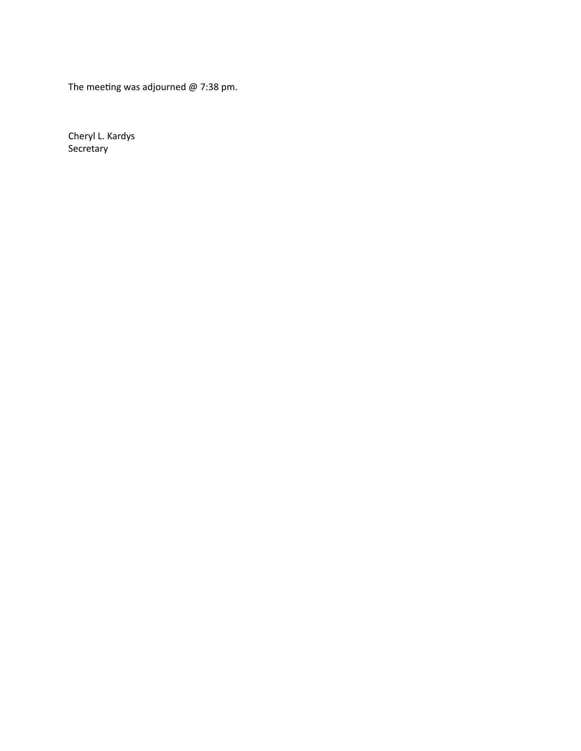The meeting was adjourned @ 7:38 pm.

Cheryl L. Kardys  
Secretary